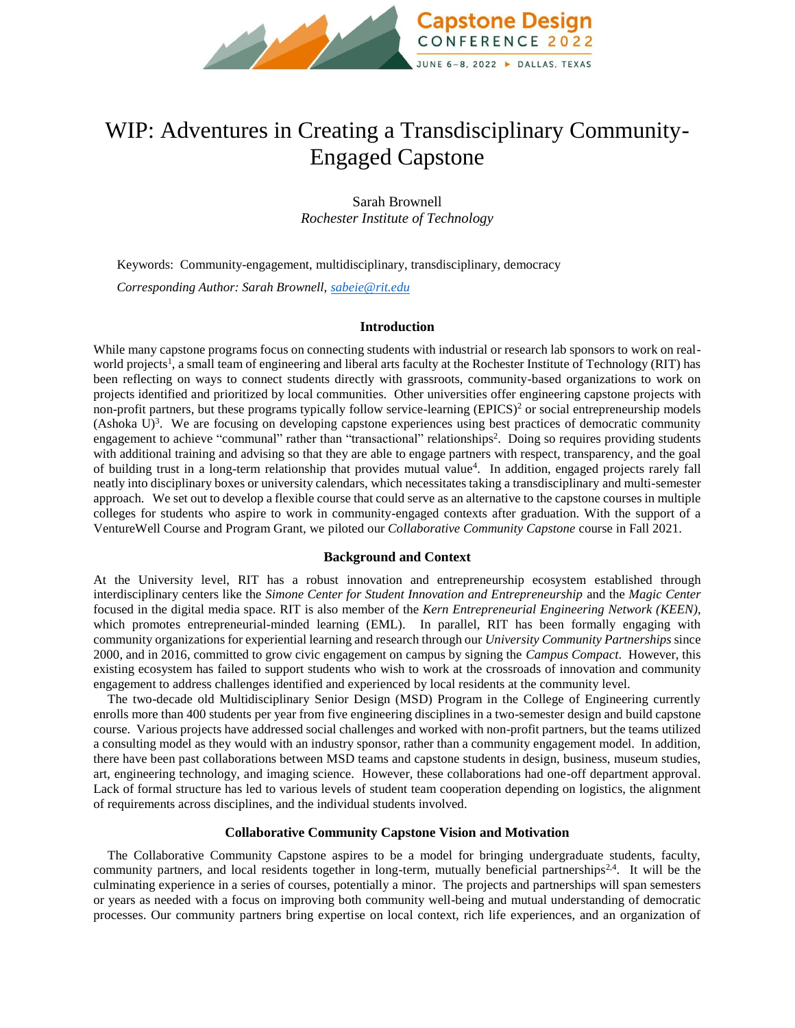# WIP: Adventures in Creating a Transdisciplinary Community-Engaged Capstone

Sarah Brownell
*Rochester Institute of Technology*

Keywords: Community-engagement, multidisciplinary, transdisciplinary, democracy

*Corresponding Author: Sarah Brownell, sabeie@rit.edu*

## Introduction

While many capstone programs focus on connecting students with industrial or research lab sponsors to work on real-world projects[1], a small team of engineering and liberal arts faculty at the Rochester Institute of Technology (RIT) has been reflecting on ways to connect students directly with grassroots, community-based organizations to work on projects identified and prioritized by local communities. Other universities offer engineering capstone projects with non-profit partners, but these programs typically follow service-learning (EPICS)[2] or social entrepreneurship models (Ashoka U)[3]. We are focusing on developing capstone experiences using best practices of democratic community engagement to achieve "communal" rather than "transactional" relationships[2]. Doing so requires providing students with additional training and advising so that they are able to engage partners with respect, transparency, and the goal of building trust in a long-term relationship that provides mutual value[4]. In addition, engaged projects rarely fall neatly into disciplinary boxes or university calendars, which necessitates taking a transdisciplinary and multi-semester approach. We set out to develop a flexible course that could serve as an alternative to the capstone courses in multiple colleges for students who aspire to work in community-engaged contexts after graduation. With the support of a VentureWell Course and Program Grant, we piloted our *Collaborative Community Capstone* course in Fall 2021.

## Background and Context

At the University level, RIT has a robust innovation and entrepreneurship ecosystem established through interdisciplinary centers like the *Simone Center for Student Innovation and Entrepreneurship* and the *Magic Center* focused in the digital media space. RIT is also member of the *Kern Entrepreneurial Engineering Network (KEEN)*, which promotes entrepreneurial-minded learning (EML). In parallel, RIT has been formally engaging with community organizations for experiential learning and research through our *University Community Partnerships* since 2000, and in 2016, committed to grow civic engagement on campus by signing the *Campus Compact*. However, this existing ecosystem has failed to support students who wish to work at the crossroads of innovation and community engagement to address challenges identified and experienced by local residents at the community level.

The two-decade old Multidisciplinary Senior Design (MSD) Program in the College of Engineering currently enrolls more than 400 students per year from five engineering disciplines in a two-semester design and build capstone course. Various projects have addressed social challenges and worked with non-profit partners, but the teams utilized a consulting model as they would with an industry sponsor, rather than a community engagement model. In addition, there have been past collaborations between MSD teams and capstone students in design, business, museum studies, art, engineering technology, and imaging science. However, these collaborations had one-off department approval. Lack of formal structure has led to various levels of student team cooperation depending on logistics, the alignment of requirements across disciplines, and the individual students involved.

## Collaborative Community Capstone Vision and Motivation

The Collaborative Community Capstone aspires to be a model for bringing undergraduate students, faculty, community partners, and local residents together in long-term, mutually beneficial partnerships[2,4]. It will be the culminating experience in a series of courses, potentially a minor. The projects and partnerships will span semesters or years as needed with a focus on improving both community well-being and mutual understanding of democratic processes. Our community partners bring expertise on local context, rich life experiences, and an organization of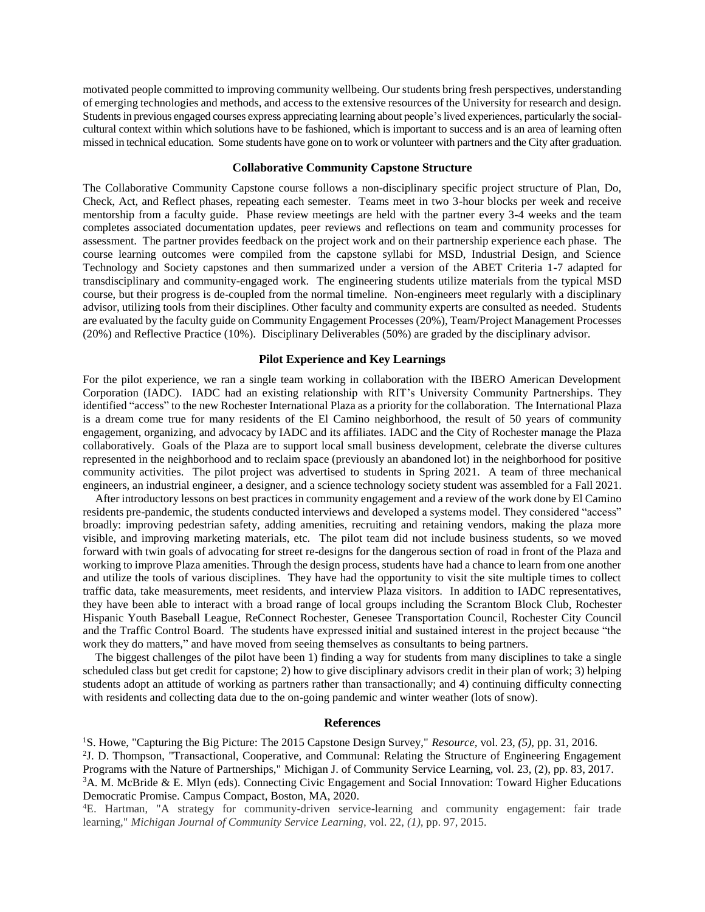motivated people committed to improving community wellbeing. Our students bring fresh perspectives, understanding of emerging technologies and methods, and access to the extensive resources of the University for research and design. Students in previous engaged courses express appreciating learning about people's lived experiences, particularly the social-cultural context within which solutions have to be fashioned, which is important to success and is an area of learning often missed in technical education. Some students have gone on to work or volunteer with partners and the City after graduation.

## Collaborative Community Capstone Structure

The Collaborative Community Capstone course follows a non-disciplinary specific project structure of Plan, Do, Check, Act, and Reflect phases, repeating each semester. Teams meet in two 3-hour blocks per week and receive mentorship from a faculty guide. Phase review meetings are held with the partner every 3-4 weeks and the team completes associated documentation updates, peer reviews and reflections on team and community processes for assessment. The partner provides feedback on the project work and on their partnership experience each phase. The course learning outcomes were compiled from the capstone syllabi for MSD, Industrial Design, and Science Technology and Society capstones and then summarized under a version of the ABET Criteria 1-7 adapted for transdisciplinary and community-engaged work. The engineering students utilize materials from the typical MSD course, but their progress is de-coupled from the normal timeline. Non-engineers meet regularly with a disciplinary advisor, utilizing tools from their disciplines. Other faculty and community experts are consulted as needed. Students are evaluated by the faculty guide on Community Engagement Processes (20%), Team/Project Management Processes (20%) and Reflective Practice (10%). Disciplinary Deliverables (50%) are graded by the disciplinary advisor.

## Pilot Experience and Key Learnings

For the pilot experience, we ran a single team working in collaboration with the IBERO American Development Corporation (IADC). IADC had an existing relationship with RIT's University Community Partnerships. They identified "access" to the new Rochester International Plaza as a priority for the collaboration. The International Plaza is a dream come true for many residents of the El Camino neighborhood, the result of 50 years of community engagement, organizing, and advocacy by IADC and its affiliates. IADC and the City of Rochester manage the Plaza collaboratively. Goals of the Plaza are to support local small business development, celebrate the diverse cultures represented in the neighborhood and to reclaim space (previously an abandoned lot) in the neighborhood for positive community activities. The pilot project was advertised to students in Spring 2021. A team of three mechanical engineers, an industrial engineer, a designer, and a science technology society student was assembled for a Fall 2021.

After introductory lessons on best practices in community engagement and a review of the work done by El Camino residents pre-pandemic, the students conducted interviews and developed a systems model. They considered "access" broadly: improving pedestrian safety, adding amenities, recruiting and retaining vendors, making the plaza more visible, and improving marketing materials, etc. The pilot team did not include business students, so we moved forward with twin goals of advocating for street re-designs for the dangerous section of road in front of the Plaza and working to improve Plaza amenities. Through the design process, students have had a chance to learn from one another and utilize the tools of various disciplines. They have had the opportunity to visit the site multiple times to collect traffic data, take measurements, meet residents, and interview Plaza visitors. In addition to IADC representatives, they have been able to interact with a broad range of local groups including the Scrantom Block Club, Rochester Hispanic Youth Baseball League, ReConnect Rochester, Genesee Transportation Council, Rochester City Council and the Traffic Control Board. The students have expressed initial and sustained interest in the project because "the work they do matters," and have moved from seeing themselves as consultants to being partners.

The biggest challenges of the pilot have been 1) finding a way for students from many disciplines to take a single scheduled class but get credit for capstone; 2) how to give disciplinary advisors credit in their plan of work; 3) helping students adopt an attitude of working as partners rather than transactionally; and 4) continuing difficulty connecting with residents and collecting data due to the on-going pandemic and winter weather (lots of snow).

## References

[1]S. Howe, "Capturing the Big Picture: The 2015 Capstone Design Survey," *Resource*, vol. 23, *(5)*, pp. 31, 2016.

[2]J. D. Thompson, "Transactional, Cooperative, and Communal: Relating the Structure of Engineering Engagement Programs with the Nature of Partnerships," Michigan J. of Community Service Learning, vol. 23, (2), pp. 83, 2017.

[3]A. M. McBride & E. Mlyn (eds). Connecting Civic Engagement and Social Innovation: Toward Higher Educations Democratic Promise. Campus Compact, Boston, MA, 2020.

[4]E. Hartman, "A strategy for community-driven service-learning and community engagement: fair trade learning," *Michigan Journal of Community Service Learning*, vol. 22, *(1)*, pp. 97, 2015.